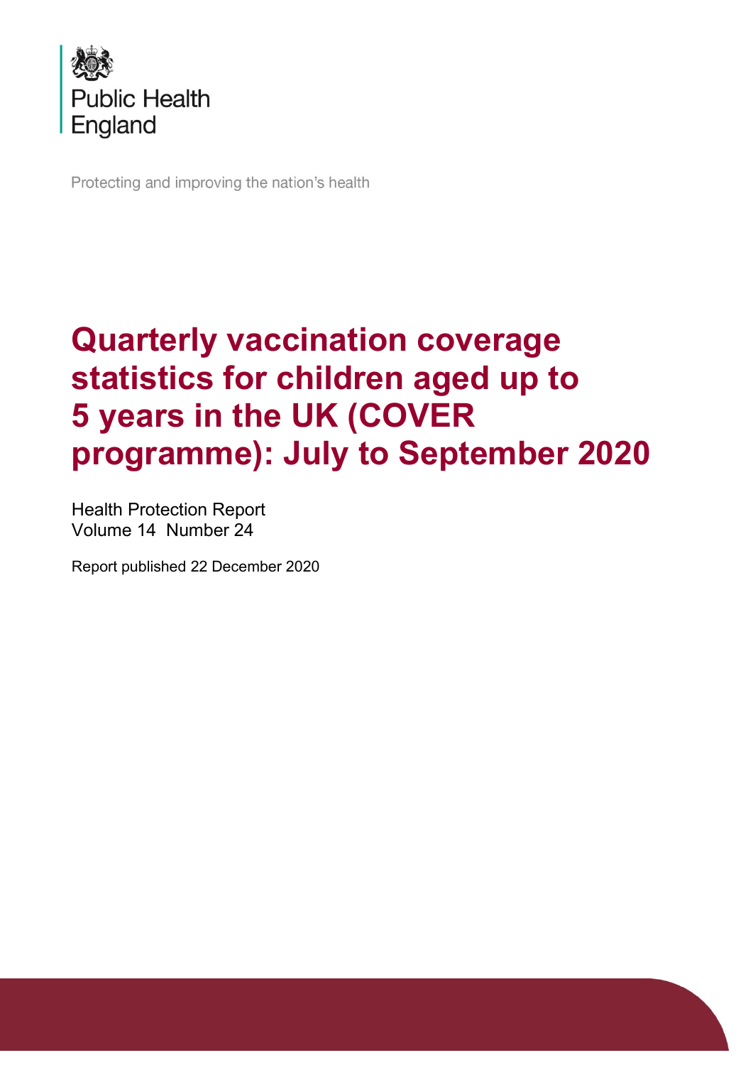Public Health England

Protecting and improving the nation's health

# Quarterly vaccination coverage statistics for children aged up to 5 years in the UK (COVER programme): July to September 2020

Health Protection Report
Volume 14 Number 24

Report published 22 December 2020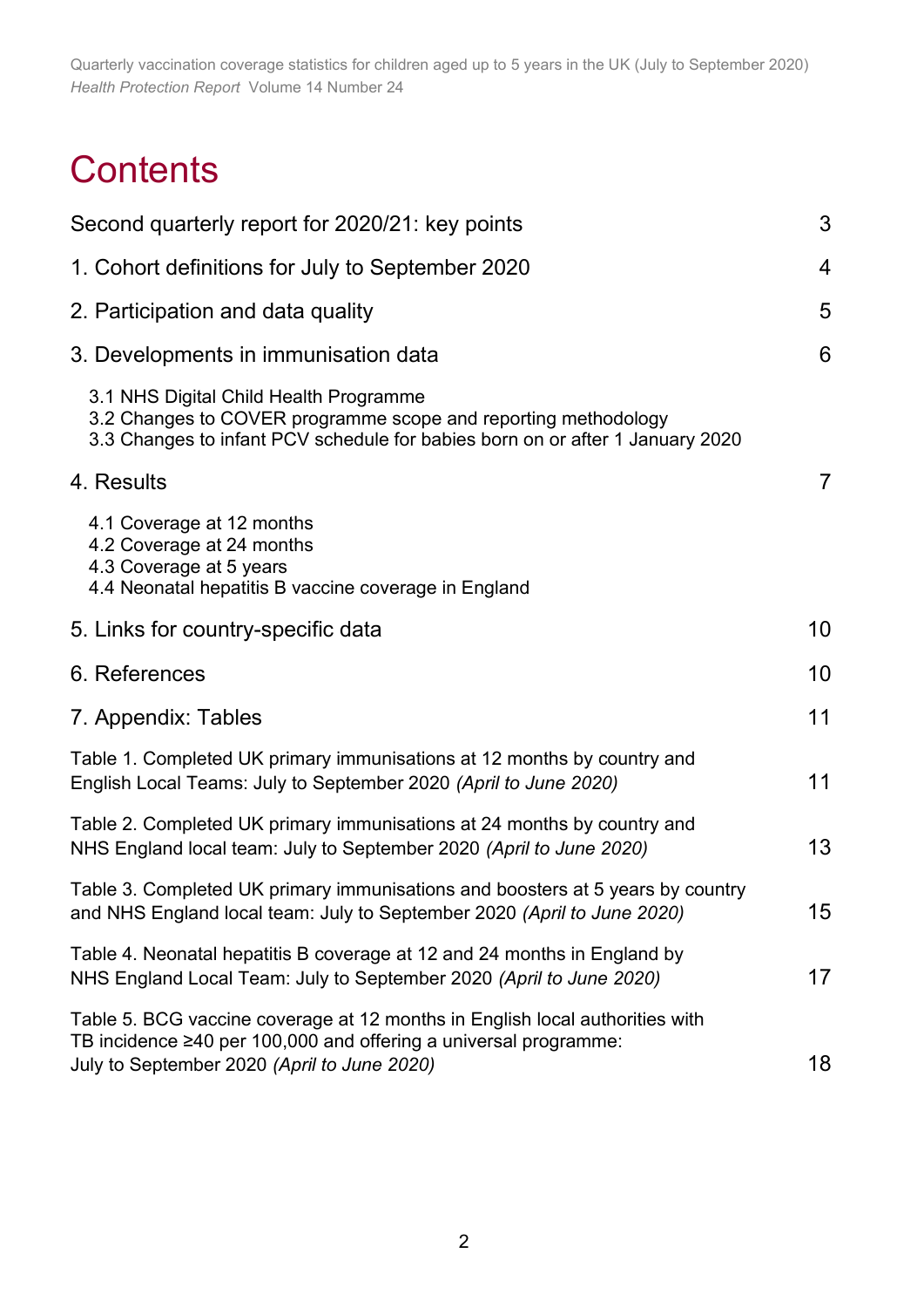# Contents

| | |
|---|---|
| Second quarterly report for 2020/21: key points | 3 |
| 1. Cohort definitions for July to September 2020 | 4 |
| 2. Participation and data quality | 5 |
| 3. Developments in immunisation data | 6 |
| 3.1 NHS Digital Child Health Programme<br>3.2 Changes to COVER programme scope and reporting methodology<br>3.3 Changes to infant PCV schedule for babies born on or after 1 January 2020 | |
| 4. Results | 7 |
| 4.1 Coverage at 12 months<br>4.2 Coverage at 24 months<br>4.3 Coverage at 5 years<br>4.4 Neonatal hepatitis B vaccine coverage in England | |
| 5. Links for country-specific data | 10 |
| 6. References | 10 |
| 7. Appendix: Tables | 11 |
| Table 1. Completed UK primary immunisations at 12 months by country and English Local Teams: July to September 2020 *(April to June 2020)* | 11 |
| Table 2. Completed UK primary immunisations at 24 months by country and NHS England local team: July to September 2020 *(April to June 2020)* | 13 |
| Table 3. Completed UK primary immunisations and boosters at 5 years by country and NHS England local team: July to September 2020 *(April to June 2020)* | 15 |
| Table 4. Neonatal hepatitis B coverage at 12 and 24 months in England by NHS England Local Team: July to September 2020 *(April to June 2020)* | 17 |
| Table 5. BCG vaccine coverage at 12 months in English local authorities with TB incidence ≥40 per 100,000 and offering a universal programme: July to September 2020 *(April to June 2020)* | 18 |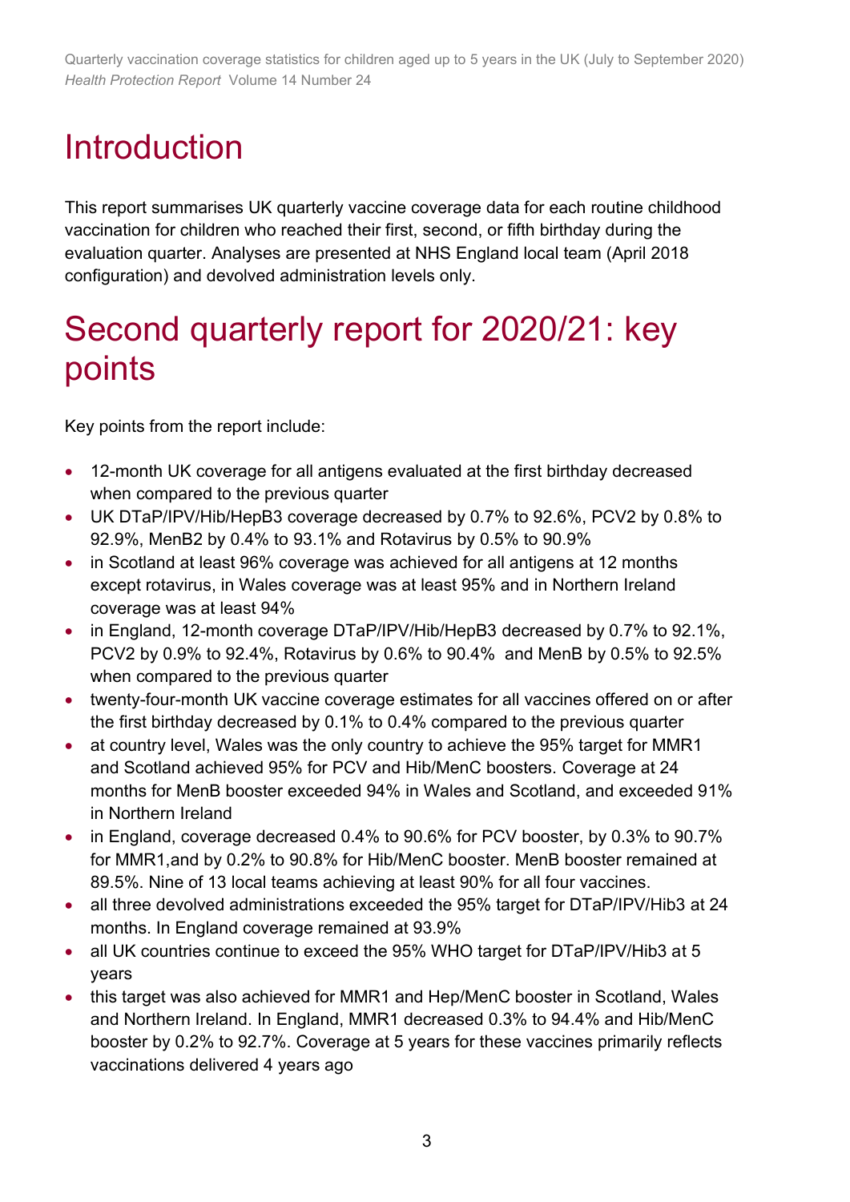# Introduction

This report summarises UK quarterly vaccine coverage data for each routine childhood vaccination for children who reached their first, second, or fifth birthday during the evaluation quarter. Analyses are presented at NHS England local team (April 2018 configuration) and devolved administration levels only.

# Second quarterly report for 2020/21: key points

Key points from the report include:

- 12-month UK coverage for all antigens evaluated at the first birthday decreased when compared to the previous quarter
- UK DTaP/IPV/Hib/HepB3 coverage decreased by 0.7% to 92.6%, PCV2 by 0.8% to 92.9%, MenB2 by 0.4% to 93.1% and Rotavirus by 0.5% to 90.9%
- in Scotland at least 96% coverage was achieved for all antigens at 12 months except rotavirus, in Wales coverage was at least 95% and in Northern Ireland coverage was at least 94%
- in England, 12-month coverage DTaP/IPV/Hib/HepB3 decreased by 0.7% to 92.1%, PCV2 by 0.9% to 92.4%, Rotavirus by 0.6% to 90.4% and MenB by 0.5% to 92.5% when compared to the previous quarter
- twenty-four-month UK vaccine coverage estimates for all vaccines offered on or after the first birthday decreased by 0.1% to 0.4% compared to the previous quarter
- at country level, Wales was the only country to achieve the 95% target for MMR1 and Scotland achieved 95% for PCV and Hib/MenC boosters. Coverage at 24 months for MenB booster exceeded 94% in Wales and Scotland, and exceeded 91% in Northern Ireland
- in England, coverage decreased 0.4% to 90.6% for PCV booster, by 0.3% to 90.7% for MMR1,and by 0.2% to 90.8% for Hib/MenC booster. MenB booster remained at 89.5%. Nine of 13 local teams achieving at least 90% for all four vaccines.
- all three devolved administrations exceeded the 95% target for DTaP/IPV/Hib3 at 24 months. In England coverage remained at 93.9%
- all UK countries continue to exceed the 95% WHO target for DTaP/IPV/Hib3 at 5 years
- this target was also achieved for MMR1 and Hep/MenC booster in Scotland, Wales and Northern Ireland. In England, MMR1 decreased 0.3% to 94.4% and Hib/MenC booster by 0.2% to 92.7%. Coverage at 5 years for these vaccines primarily reflects vaccinations delivered 4 years ago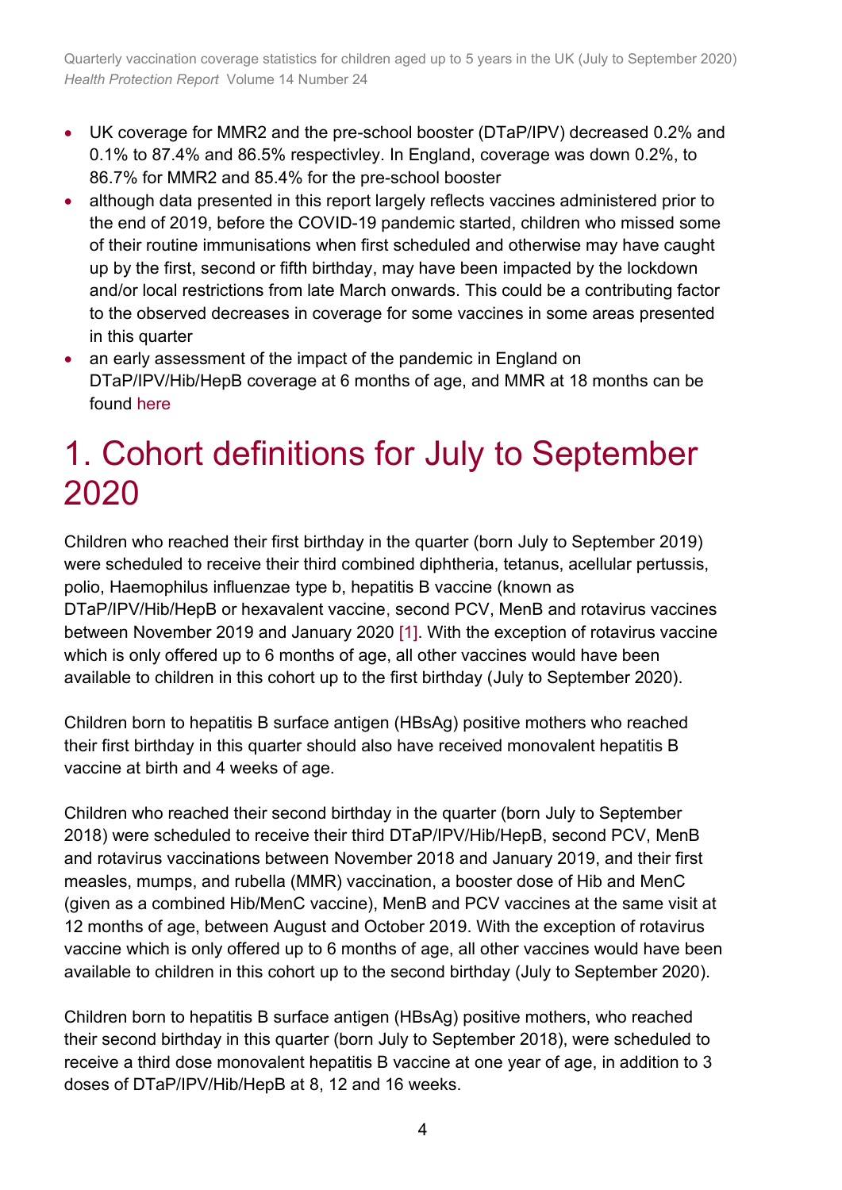- UK coverage for MMR2 and the pre-school booster (DTaP/IPV) decreased 0.2% and 0.1% to 87.4% and 86.5% respectivley. In England, coverage was down 0.2%, to 86.7% for MMR2 and 85.4% for the pre-school booster
- although data presented in this report largely reflects vaccines administered prior to the end of 2019, before the COVID-19 pandemic started, children who missed some of their routine immunisations when first scheduled and otherwise may have caught up by the first, second or fifth birthday, may have been impacted by the lockdown and/or local restrictions from late March onwards. This could be a contributing factor to the observed decreases in coverage for some vaccines in some areas presented in this quarter
- an early assessment of the impact of the pandemic in England on DTaP/IPV/Hib/HepB coverage at 6 months of age, and MMR at 18 months can be found here

# 1. Cohort definitions for July to September 2020

Children who reached their first birthday in the quarter (born July to September 2019) were scheduled to receive their third combined diphtheria, tetanus, acellular pertussis, polio, Haemophilus influenzae type b, hepatitis B vaccine (known as DTaP/IPV/Hib/HepB or hexavalent vaccine, second PCV, MenB and rotavirus vaccines between November 2019 and January 2020 [1]. With the exception of rotavirus vaccine which is only offered up to 6 months of age, all other vaccines would have been available to children in this cohort up to the first birthday (July to September 2020).

Children born to hepatitis B surface antigen (HBsAg) positive mothers who reached their first birthday in this quarter should also have received monovalent hepatitis B vaccine at birth and 4 weeks of age.

Children who reached their second birthday in the quarter (born July to September 2018) were scheduled to receive their third DTaP/IPV/Hib/HepB, second PCV, MenB and rotavirus vaccinations between November 2018 and January 2019, and their first measles, mumps, and rubella (MMR) vaccination, a booster dose of Hib and MenC (given as a combined Hib/MenC vaccine), MenB and PCV vaccines at the same visit at 12 months of age, between August and October 2019. With the exception of rotavirus vaccine which is only offered up to 6 months of age, all other vaccines would have been available to children in this cohort up to the second birthday (July to September 2020).

Children born to hepatitis B surface antigen (HBsAg) positive mothers, who reached their second birthday in this quarter (born July to September 2018), were scheduled to receive a third dose monovalent hepatitis B vaccine at one year of age, in addition to 3 doses of DTaP/IPV/Hib/HepB at 8, 12 and 16 weeks.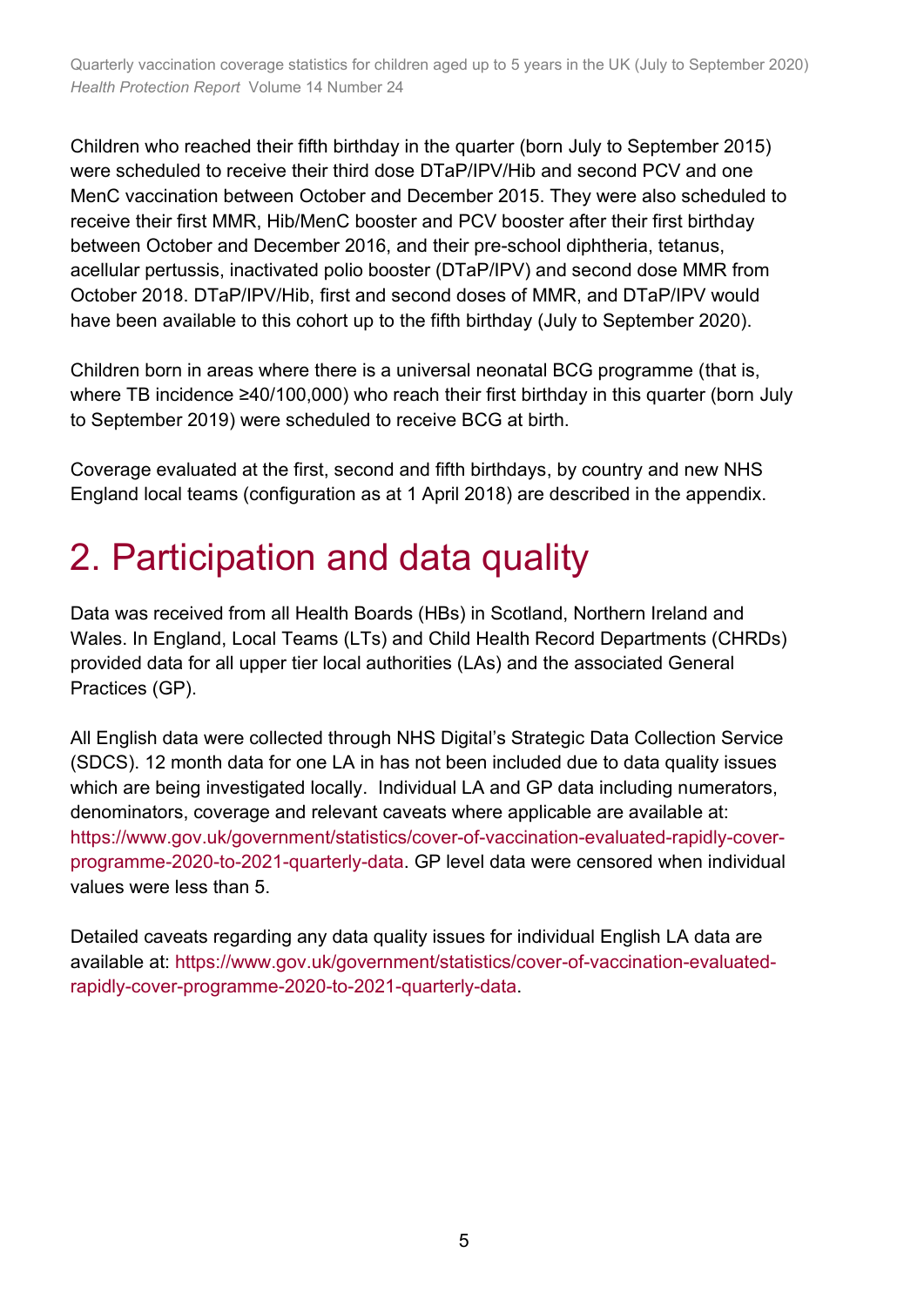Children who reached their fifth birthday in the quarter (born July to September 2015) were scheduled to receive their third dose DTaP/IPV/Hib and second PCV and one MenC vaccination between October and December 2015. They were also scheduled to receive their first MMR, Hib/MenC booster and PCV booster after their first birthday between October and December 2016, and their pre-school diphtheria, tetanus, acellular pertussis, inactivated polio booster (DTaP/IPV) and second dose MMR from October 2018. DTaP/IPV/Hib, first and second doses of MMR, and DTaP/IPV would have been available to this cohort up to the fifth birthday (July to September 2020).

Children born in areas where there is a universal neonatal BCG programme (that is, where TB incidence ≥40/100,000) who reach their first birthday in this quarter (born July to September 2019) were scheduled to receive BCG at birth.

Coverage evaluated at the first, second and fifth birthdays, by country and new NHS England local teams (configuration as at 1 April 2018) are described in the appendix.

# 2. Participation and data quality

Data was received from all Health Boards (HBs) in Scotland, Northern Ireland and Wales. In England, Local Teams (LTs) and Child Health Record Departments (CHRDs) provided data for all upper tier local authorities (LAs) and the associated General Practices (GP).

All English data were collected through NHS Digital's Strategic Data Collection Service (SDCS). 12 month data for one LA in has not been included due to data quality issues which are being investigated locally. Individual LA and GP data including numerators, denominators, coverage and relevant caveats where applicable are available at: https://www.gov.uk/government/statistics/cover-of-vaccination-evaluated-rapidly-cover-programme-2020-to-2021-quarterly-data. GP level data were censored when individual values were less than 5.

Detailed caveats regarding any data quality issues for individual English LA data are available at: https://www.gov.uk/government/statistics/cover-of-vaccination-evaluated-rapidly-cover-programme-2020-to-2021-quarterly-data.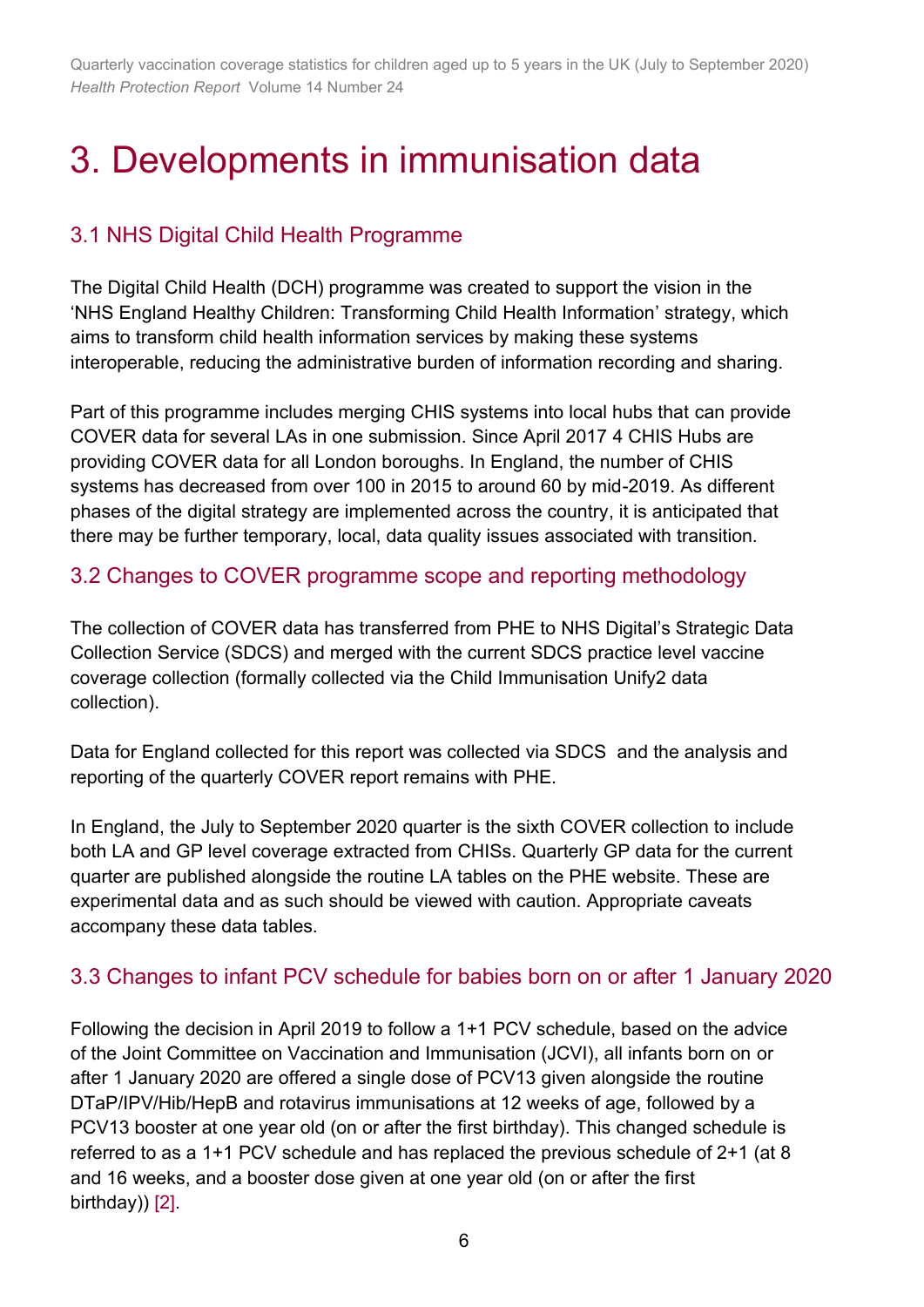# 3. Developments in immunisation data

## 3.1 NHS Digital Child Health Programme

The Digital Child Health (DCH) programme was created to support the vision in the 'NHS England Healthy Children: Transforming Child Health Information' strategy, which aims to transform child health information services by making these systems interoperable, reducing the administrative burden of information recording and sharing.

Part of this programme includes merging CHIS systems into local hubs that can provide COVER data for several LAs in one submission. Since April 2017 4 CHIS Hubs are providing COVER data for all London boroughs. In England, the number of CHIS systems has decreased from over 100 in 2015 to around 60 by mid-2019. As different phases of the digital strategy are implemented across the country, it is anticipated that there may be further temporary, local, data quality issues associated with transition.

## 3.2 Changes to COVER programme scope and reporting methodology

The collection of COVER data has transferred from PHE to NHS Digital's Strategic Data Collection Service (SDCS) and merged with the current SDCS practice level vaccine coverage collection (formally collected via the Child Immunisation Unify2 data collection).

Data for England collected for this report was collected via SDCS and the analysis and reporting of the quarterly COVER report remains with PHE.

In England, the July to September 2020 quarter is the sixth COVER collection to include both LA and GP level coverage extracted from CHISs. Quarterly GP data for the current quarter are published alongside the routine LA tables on the PHE website. These are experimental data and as such should be viewed with caution. Appropriate caveats accompany these data tables.

## 3.3 Changes to infant PCV schedule for babies born on or after 1 January 2020

Following the decision in April 2019 to follow a 1+1 PCV schedule, based on the advice of the Joint Committee on Vaccination and Immunisation (JCVI), all infants born on or after 1 January 2020 are offered a single dose of PCV13 given alongside the routine DTaP/IPV/Hib/HepB and rotavirus immunisations at 12 weeks of age, followed by a PCV13 booster at one year old (on or after the first birthday). This changed schedule is referred to as a 1+1 PCV schedule and has replaced the previous schedule of 2+1 (at 8 and 16 weeks, and a booster dose given at one year old (on or after the first birthday)) [2].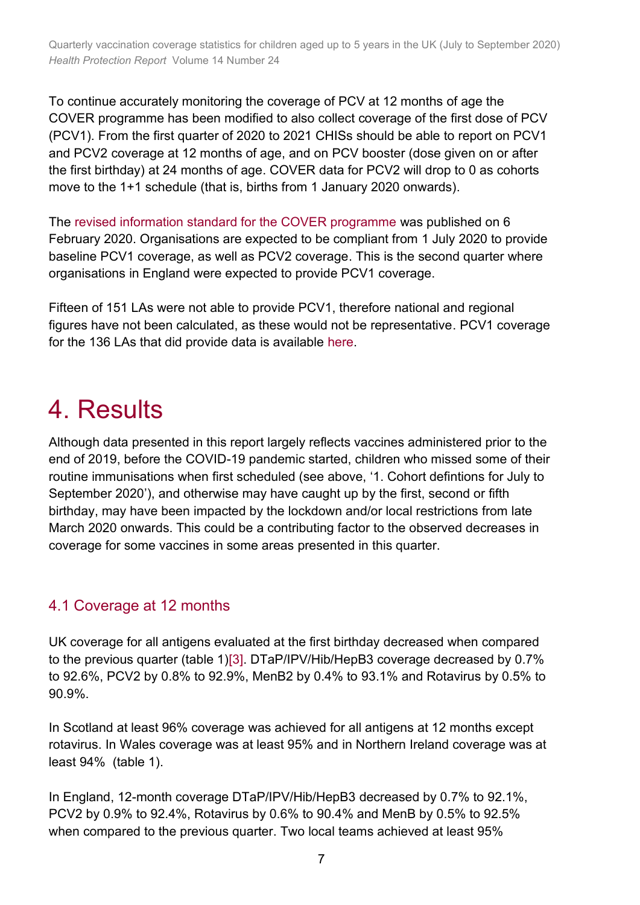To continue accurately monitoring the coverage of PCV at 12 months of age the COVER programme has been modified to also collect coverage of the first dose of PCV (PCV1). From the first quarter of 2020 to 2021 CHISs should be able to report on PCV1 and PCV2 coverage at 12 months of age, and on PCV booster (dose given on or after the first birthday) at 24 months of age. COVER data for PCV2 will drop to 0 as cohorts move to the 1+1 schedule (that is, births from 1 January 2020 onwards).

The revised information standard for the COVER programme was published on 6 February 2020. Organisations are expected to be compliant from 1 July 2020 to provide baseline PCV1 coverage, as well as PCV2 coverage. This is the second quarter where organisations in England were expected to provide PCV1 coverage.

Fifteen of 151 LAs were not able to provide PCV1, therefore national and regional figures have not been calculated, as these would not be representative. PCV1 coverage for the 136 LAs that did provide data is available here.

# 4. Results

Although data presented in this report largely reflects vaccines administered prior to the end of 2019, before the COVID-19 pandemic started, children who missed some of their routine immunisations when first scheduled (see above, '1. Cohort defintions for July to September 2020'), and otherwise may have caught up by the first, second or fifth birthday, may have been impacted by the lockdown and/or local restrictions from late March 2020 onwards. This could be a contributing factor to the observed decreases in coverage for some vaccines in some areas presented in this quarter.

## 4.1 Coverage at 12 months

UK coverage for all antigens evaluated at the first birthday decreased when compared to the previous quarter (table 1)[3]. DTaP/IPV/Hib/HepB3 coverage decreased by 0.7% to 92.6%, PCV2 by 0.8% to 92.9%, MenB2 by 0.4% to 93.1% and Rotavirus by 0.5% to 90.9%.

In Scotland at least 96% coverage was achieved for all antigens at 12 months except rotavirus. In Wales coverage was at least 95% and in Northern Ireland coverage was at least 94% (table 1).

In England, 12-month coverage DTaP/IPV/Hib/HepB3 decreased by 0.7% to 92.1%, PCV2 by 0.9% to 92.4%, Rotavirus by 0.6% to 90.4% and MenB by 0.5% to 92.5% when compared to the previous quarter. Two local teams achieved at least 95%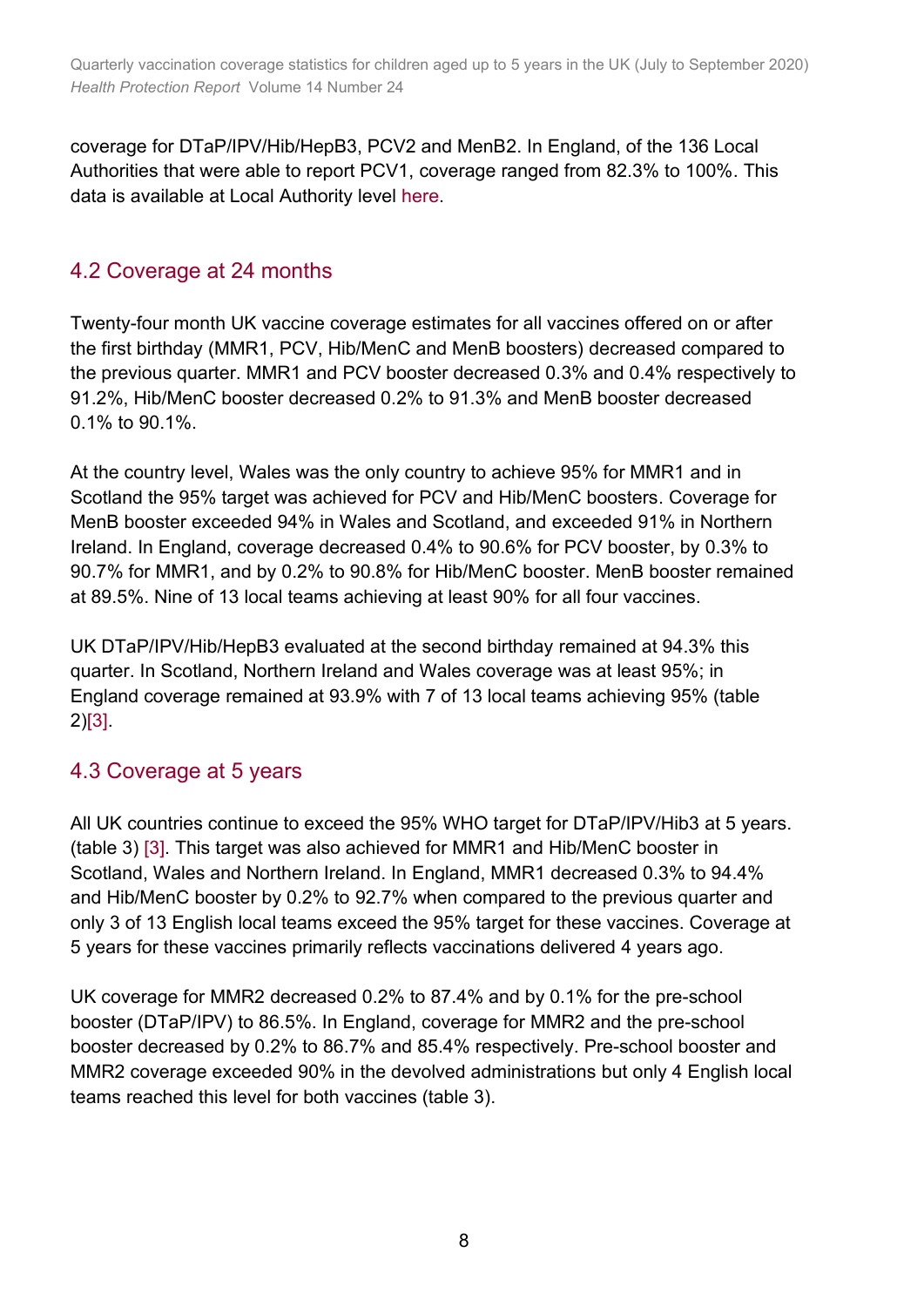coverage for DTaP/IPV/Hib/HepB3, PCV2 and MenB2. In England, of the 136 Local Authorities that were able to report PCV1, coverage ranged from 82.3% to 100%. This data is available at Local Authority level here.

## 4.2 Coverage at 24 months

Twenty-four month UK vaccine coverage estimates for all vaccines offered on or after the first birthday (MMR1, PCV, Hib/MenC and MenB boosters) decreased compared to the previous quarter. MMR1 and PCV booster decreased 0.3% and 0.4% respectively to 91.2%, Hib/MenC booster decreased 0.2% to 91.3% and MenB booster decreased 0.1% to 90.1%.

At the country level, Wales was the only country to achieve 95% for MMR1 and in Scotland the 95% target was achieved for PCV and Hib/MenC boosters. Coverage for MenB booster exceeded 94% in Wales and Scotland, and exceeded 91% in Northern Ireland. In England, coverage decreased 0.4% to 90.6% for PCV booster, by 0.3% to 90.7% for MMR1, and by 0.2% to 90.8% for Hib/MenC booster. MenB booster remained at 89.5%. Nine of 13 local teams achieving at least 90% for all four vaccines.

UK DTaP/IPV/Hib/HepB3 evaluated at the second birthday remained at 94.3% this quarter. In Scotland, Northern Ireland and Wales coverage was at least 95%; in England coverage remained at 93.9% with 7 of 13 local teams achieving 95% (table 2)[3].

## 4.3 Coverage at 5 years

All UK countries continue to exceed the 95% WHO target for DTaP/IPV/Hib3 at 5 years. (table 3) [3]. This target was also achieved for MMR1 and Hib/MenC booster in Scotland, Wales and Northern Ireland. In England, MMR1 decreased 0.3% to 94.4% and Hib/MenC booster by 0.2% to 92.7% when compared to the previous quarter and only 3 of 13 English local teams exceed the 95% target for these vaccines. Coverage at 5 years for these vaccines primarily reflects vaccinations delivered 4 years ago.

UK coverage for MMR2 decreased 0.2% to 87.4% and by 0.1% for the pre-school booster (DTaP/IPV) to 86.5%. In England, coverage for MMR2 and the pre-school booster decreased by 0.2% to 86.7% and 85.4% respectively. Pre-school booster and MMR2 coverage exceeded 90% in the devolved administrations but only 4 English local teams reached this level for both vaccines (table 3).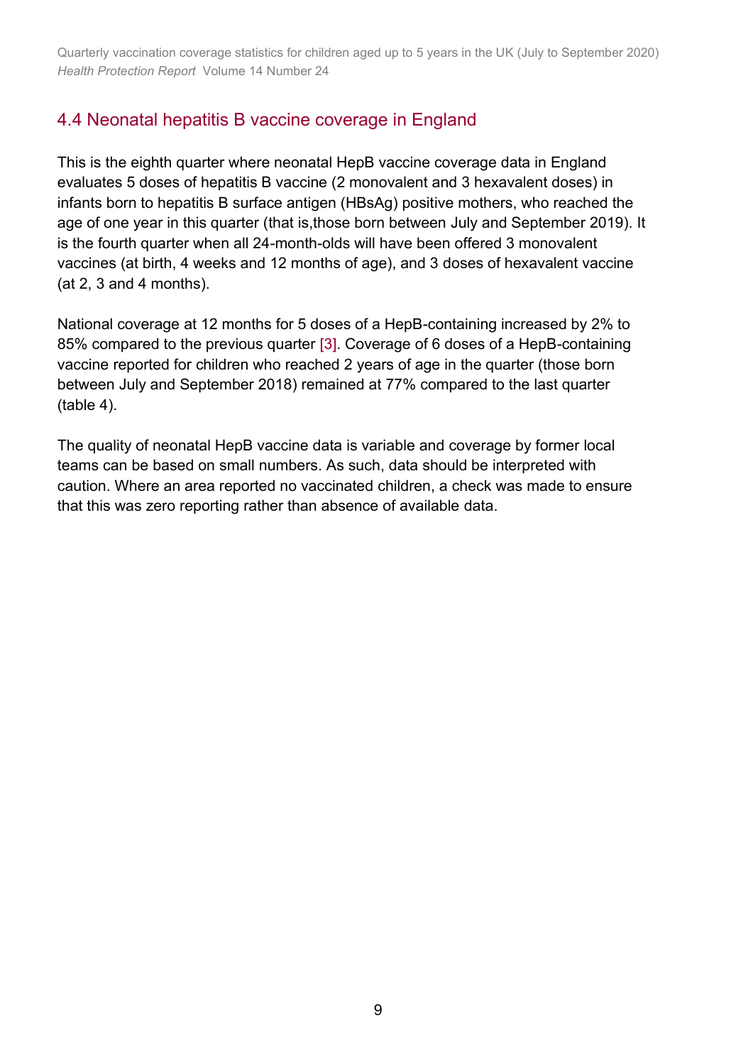## 4.4 Neonatal hepatitis B vaccine coverage in England

This is the eighth quarter where neonatal HepB vaccine coverage data in England evaluates 5 doses of hepatitis B vaccine (2 monovalent and 3 hexavalent doses) in infants born to hepatitis B surface antigen (HBsAg) positive mothers, who reached the age of one year in this quarter (that is,those born between July and September 2019). It is the fourth quarter when all 24-month-olds will have been offered 3 monovalent vaccines (at birth, 4 weeks and 12 months of age), and 3 doses of hexavalent vaccine (at 2, 3 and 4 months).

National coverage at 12 months for 5 doses of a HepB-containing increased by 2% to 85% compared to the previous quarter [3]. Coverage of 6 doses of a HepB-containing vaccine reported for children who reached 2 years of age in the quarter (those born between July and September 2018) remained at 77% compared to the last quarter (table 4).

The quality of neonatal HepB vaccine data is variable and coverage by former local teams can be based on small numbers. As such, data should be interpreted with caution. Where an area reported no vaccinated children, a check was made to ensure that this was zero reporting rather than absence of available data.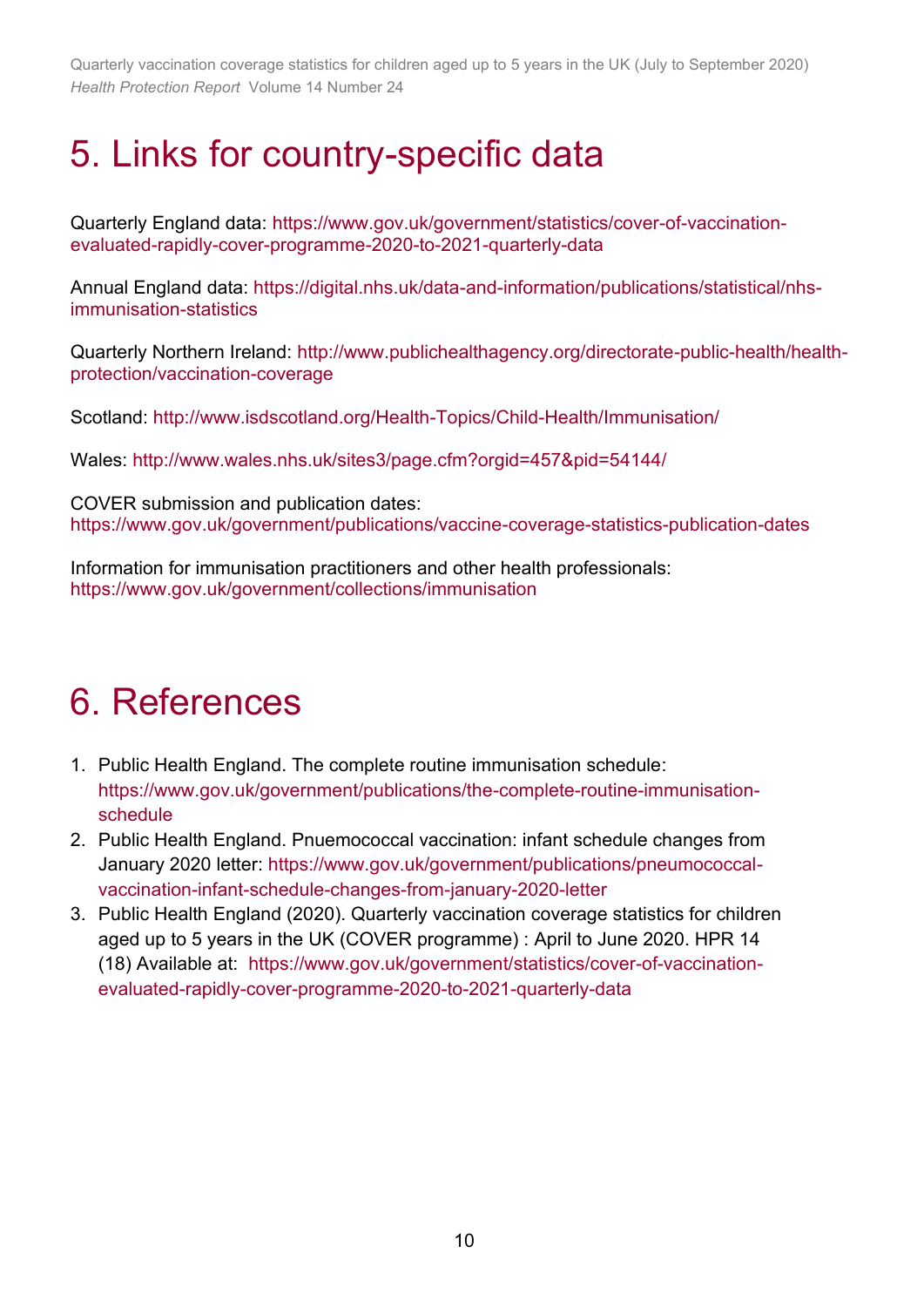# 5. Links for country-specific data

Quarterly England data: https://www.gov.uk/government/statistics/cover-of-vaccination-evaluated-rapidly-cover-programme-2020-to-2021-quarterly-data

Annual England data: https://digital.nhs.uk/data-and-information/publications/statistical/nhs-immunisation-statistics

Quarterly Northern Ireland: http://www.publichealthagency.org/directorate-public-health/health-protection/vaccination-coverage

Scotland: http://www.isdscotland.org/Health-Topics/Child-Health/Immunisation/

Wales: http://www.wales.nhs.uk/sites3/page.cfm?orgid=457&pid=54144/

COVER submission and publication dates:
https://www.gov.uk/government/publications/vaccine-coverage-statistics-publication-dates

Information for immunisation practitioners and other health professionals:
https://www.gov.uk/government/collections/immunisation

# 6. References

1. Public Health England. The complete routine immunisation schedule: https://www.gov.uk/government/publications/the-complete-routine-immunisation-schedule
2. Public Health England. Pnuemococcal vaccination: infant schedule changes from January 2020 letter: https://www.gov.uk/government/publications/pneumococcal-vaccination-infant-schedule-changes-from-january-2020-letter
3. Public Health England (2020). Quarterly vaccination coverage statistics for children aged up to 5 years in the UK (COVER programme) : April to June 2020. HPR 14 (18) Available at: https://www.gov.uk/government/statistics/cover-of-vaccination-evaluated-rapidly-cover-programme-2020-to-2021-quarterly-data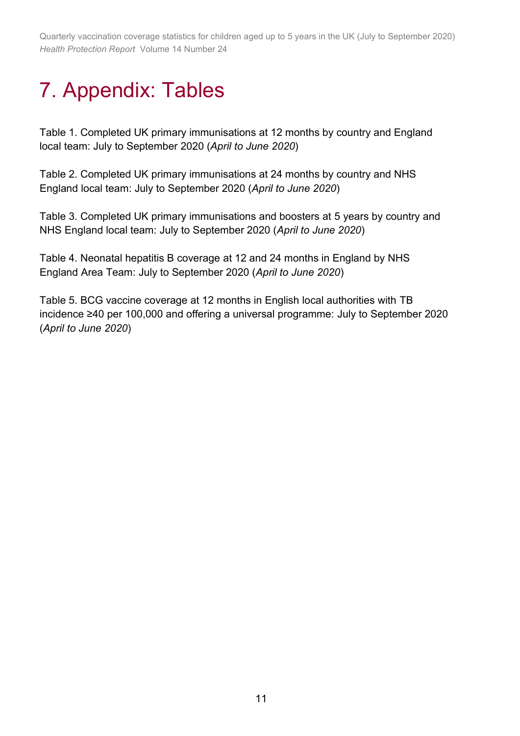# 7. Appendix: Tables

Table 1. Completed UK primary immunisations at 12 months by country and England local team: July to September 2020 (*April to June 2020*)

Table 2. Completed UK primary immunisations at 24 months by country and NHS England local team: July to September 2020 (*April to June 2020*)

Table 3. Completed UK primary immunisations and boosters at 5 years by country and NHS England local team: July to September 2020 (*April to June 2020*)

Table 4. Neonatal hepatitis B coverage at 12 and 24 months in England by NHS England Area Team: July to September 2020 (*April to June 2020*)

Table 5. BCG vaccine coverage at 12 months in English local authorities with TB incidence ≥40 per 100,000 and offering a universal programme: July to September 2020 (*April to June 2020*)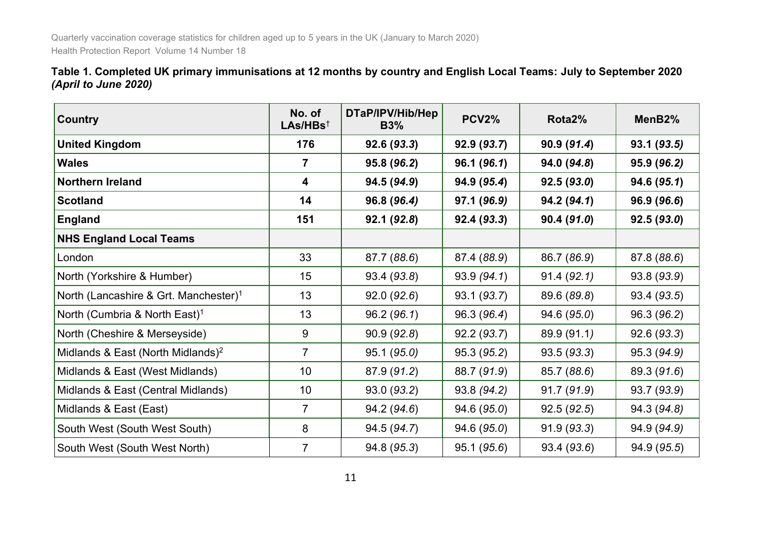**Table 1. Completed UK primary immunisations at 12 months by country and English Local Teams: July to September 2020** ***(April to June 2020)***

| Country | No. of LAs/HBs† | DTaP/IPV/Hib/Hep B3% | PCV2% | Rota2% | MenB2% |
|---|---|---|---|---|---|
| **United Kingdom** | **176** | **92.6 (*93.3*)** | **92.9 (*93.7*)** | **90.9 (*91.4*)** | **93.1 (*93.5*)** |
| **Wales** | **7** | **95.8 (*96.2*)** | **96.1 (*96.1*)** | **94.0 (*94.8*)** | **95.9 (*96.2*)** |
| **Northern Ireland** | **4** | **94.5 (*94.9*)** | **94.9 (*95.4*)** | **92.5 (*93.0*)** | **94.6 (*95.1*)** |
| **Scotland** | **14** | **96.8 (*96.4*)** | **97.1 (*96.9*)** | **94.2 (*94.1*)** | **96.9 (*96.6*)** |
| **England** | **151** | **92.1 (*92.8*)** | **92.4 (*93.3*)** | **90.4 (*91.0*)** | **92.5 (*93.0*)** |
| **NHS England Local Teams** | | | | | |
| London | 33 | 87.7 (*88.6*) | 87.4 (*88.9*) | 86.7 (*86.9*) | 87.8 (*88.6*) |
| North (Yorkshire & Humber) | 15 | 93.4 (*93.8*) | 93.9 (*94.1*) | 91.4 (*92.1*) | 93.8 (*93.9*) |
| North (Lancashire & Grt. Manchester)[1] | 13 | 92.0 (*92.6*) | 93.1 (*93.7*) | 89.6 (*89.8*) | 93.4 (*93.5*) |
| North (Cumbria & North East)[1] | 13 | 96.2 (*96.1*) | 96.3 (*96.4*) | 94.6 (*95.0*) | 96.3 (*96.2*) |
| North (Cheshire & Merseyside) | 9 | 90.9 (*92.8*) | 92.2 (*93.7*) | 89.9 (91.1) | 92.6 (*93.3*) |
| Midlands & East (North Midlands)[2] | 7 | 95.1 (*95.0*) | 95.3 (*95.2*) | 93.5 (*93.3*) | 95.3 (*94.9*) |
| Midlands & East (West Midlands) | 10 | 87.9 (*91.2*) | 88.7 (*91.9*) | 85.7 (*88.6*) | 89.3 (*91.6*) |
| Midlands & East (Central Midlands) | 10 | 93.0 (*93.2*) | 93.8 (*94.2*) | 91.7 (*91.9*) | 93.7 (*93.9*) |
| Midlands & East (East) | 7 | 94.2 (*94.6*) | 94.6 (*95.0*) | 92.5 (*92.5*) | 94.3 (*94.8*) |
| South West (South West South) | 8 | 94.5 (*94.7*) | 94.6 (*95.0*) | 91.9 (*93.3*) | 94.9 (*94.9*) |
| South West (South West North) | 7 | 94.8 (*95.3*) | 95.1 (*95.6*) | 93.4 (*93.6*) | 94.9 (*95.5*) |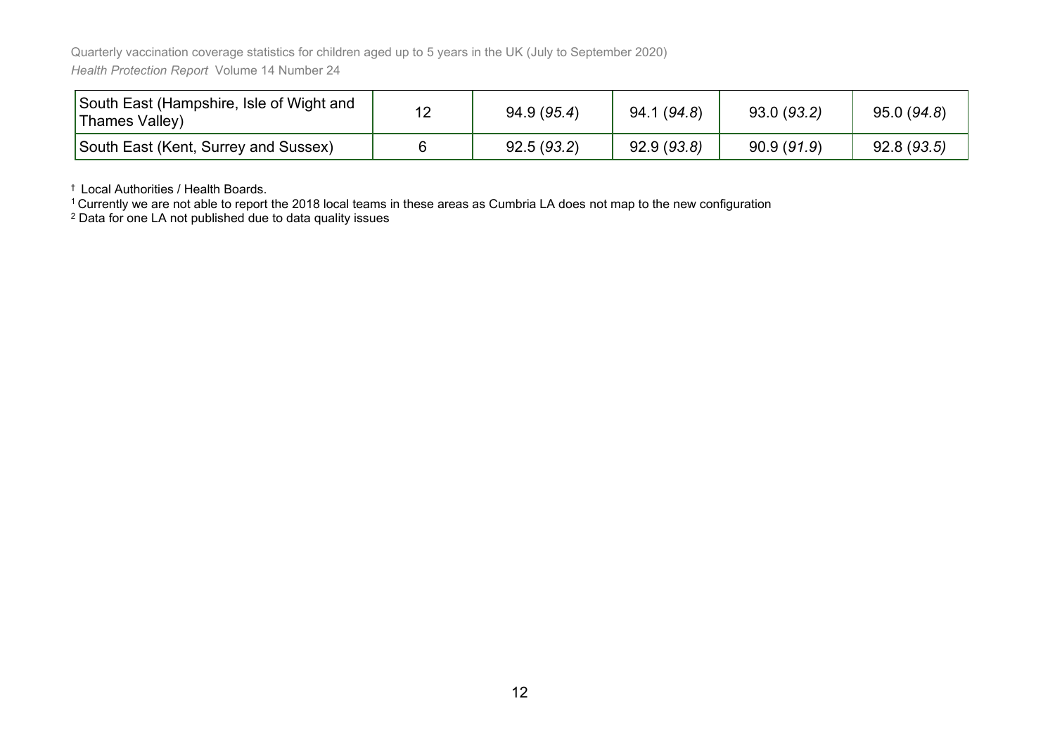| South East (Hampshire, Isle of Wight and Thames Valley) | 12 | 94.9 (*95.4*) | 94.1 (*94.8*) | 93.0 (*93.2)* | 95.0 (*94.8*) |
|---|---|---|---|---|---|
| South East (Kent, Surrey and Sussex) | 6 | 92.5 (*93.2*) | 92.9 (*93.8)* | 90.9 (*91.9*) | 92.8 (*93.5)* |

† Local Authorities / Health Boards.

[1] Currently we are not able to report the 2018 local teams in these areas as Cumbria LA does not map to the new configuration

[2] Data for one LA not published due to data quality issues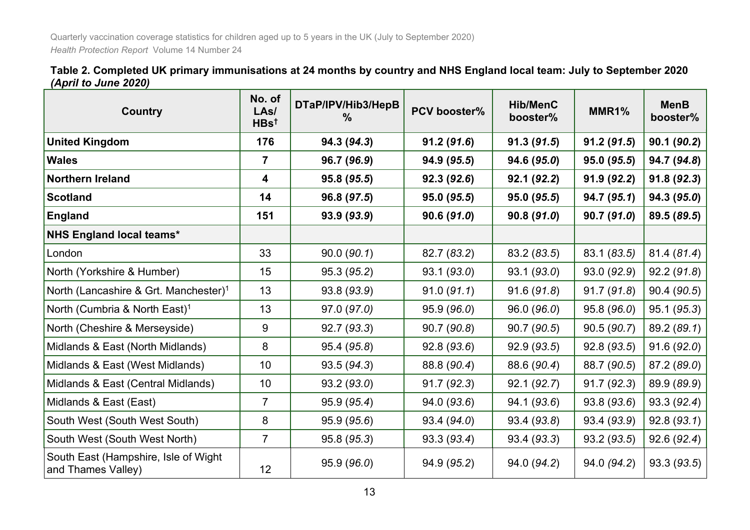**Table 2. Completed UK primary immunisations at 24 months by country and NHS England local team: July to September 2020** ***(April to June 2020)***

| Country | No. of LAs/ HBs† | DTaP/IPV/Hib3/HepB % | PCV booster% | Hib/MenC booster% | MMR1% | MenB booster% |
|---|---|---|---|---|---|---|
| **United Kingdom** | **176** | **94.3 (*94.3*)** | **91.2 (*91.6*)** | **91.3 (*91.5*)** | **91.2 (*91.5*)** | **90.1 (*90.2*)** |
| **Wales** | **7** | **96.7 (*96.9*)** | **94.9 (*95.5*)** | **94.6 (*95.0*)** | **95.0 (*95.5*)** | **94.7 (*94.8*)** |
| **Northern Ireland** | **4** | **95.8 (*95.5*)** | **92.3 (*92.6*)** | **92.1 (*92.2*)** | **91.9 (*92.2*)** | **91.8 (*92.3*)** |
| **Scotland** | **14** | **96.8 (*97.5*)** | **95.0 (*95.5*)** | **95.0 (*95.5*)** | **94.7 (*95.1*)** | **94.3 (*95.0*)** |
| **England** | **151** | **93.9 (*93.9*)** | **90.6 (*91.0*)** | **90.8 (*91.0*)** | **90.7 (*91.0*)** | **89.5 (*89.5*)** |
| **NHS England local teams*** | | | | | | |
| London | 33 | 90.0 (*90.1*) | 82.7 (*83.2*) | 83.2 (*83.5*) | 83.1 (*83.5*) | 81.4 (*81.4*) |
| North (Yorkshire & Humber) | 15 | 95.3 (*95.2*) | 93.1 (*93.0*) | 93.1 (*93.0*) | 93.0 (*92.9*) | 92.2 (*91.8*) |
| North (Lancashire & Grt. Manchester)[1] | 13 | 93.8 (*93.9*) | 91.0 (*91.1*) | 91.6 (*91.8*) | 91.7 (*91.8*) | 90.4 (*90.5*) |
| North (Cumbria & North East)[1] | 13 | 97.0 (*97.0*) | 95.9 (*96.0*) | 96.0 (*96.0*) | 95.8 (*96.0*) | 95.1 (*95.3*) |
| North (Cheshire & Merseyside) | 9 | 92.7 (*93.3*) | 90.7 (*90.8*) | 90.7 (*90.5*) | 90.5 (*90.7*) | 89.2 (*89.1*) |
| Midlands & East (North Midlands) | 8 | 95.4 (*95.8*) | 92.8 (*93.6*) | 92.9 (*93.5*) | 92.8 (*93.5*) | 91.6 (*92.0*) |
| Midlands & East (West Midlands) | 10 | 93.5 (*94.3*) | 88.8 (*90.4*) | 88.6 (*90.4*) | 88.7 (*90.5*) | 87.2 (*89.0*) |
| Midlands & East (Central Midlands) | 10 | 93.2 (*93.0*) | 91.7 (*92.3*) | 92.1 (*92.7*) | 91.7 (*92.3*) | 89.9 (*89.9*) |
| Midlands & East (East) | 7 | 95.9 (*95.4*) | 94.0 (*93.6*) | 94.1 (*93.6*) | 93.8 (*93.6*) | 93.3 (*92.4*) |
| South West (South West South) | 8 | 95.9 (*95.6*) | 93.4 (*94.0*) | 93.4 (*93.8*) | 93.4 (*93.9*) | 92.8 (*93.1*) |
| South West (South West North) | 7 | 95.8 (*95.3*) | 93.3 (*93.4*) | 93.4 (*93.3*) | 93.2 (*93.5*) | 92.6 (*92.4*) |
| South East (Hampshire, Isle of Wight and Thames Valley) | 12 | 95.9 (*96.0*) | 94.9 (*95.2*) | 94.0 (*94.2*) | 94.0 (*94.2*) | 93.3 (*93.5*) |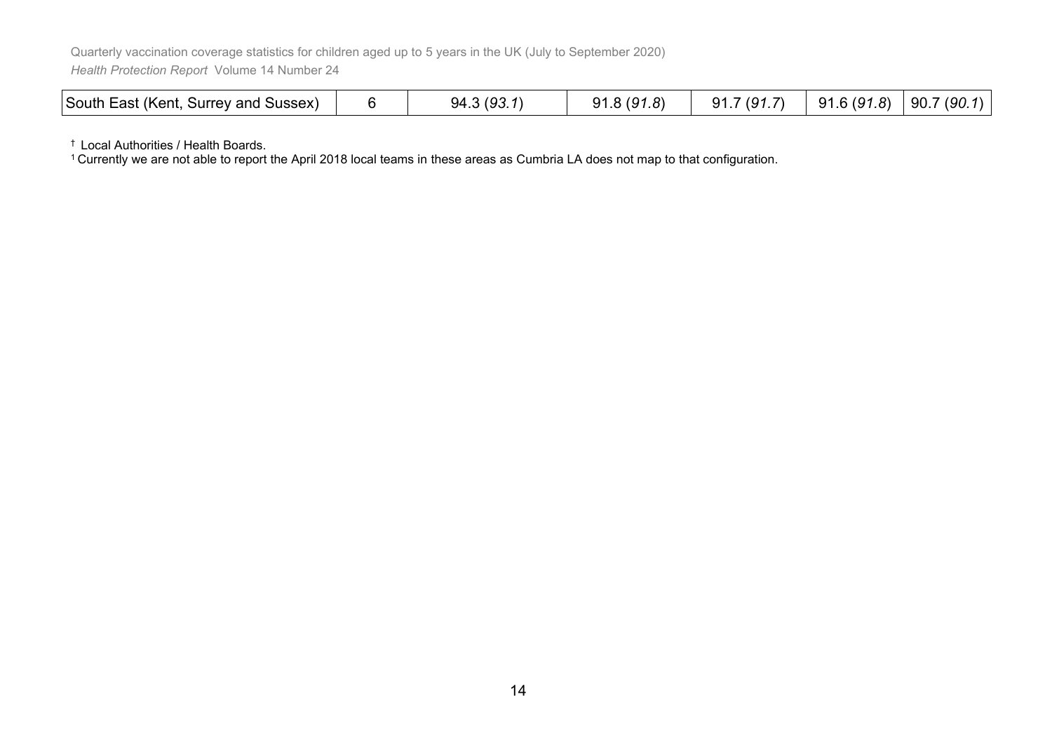| South East (Kent, Surrey and Sussex) | 6 | 94.3 (*93.1*) | 91.8 (*91.8*) | 91.7 (*91.7*) | 91.6 (*91.8*) | 90.7 (*90.1*) |
|---|---|---|---|---|---|---|

† Local Authorities / Health Boards.

[1] Currently we are not able to report the April 2018 local teams in these areas as Cumbria LA does not map to that configuration.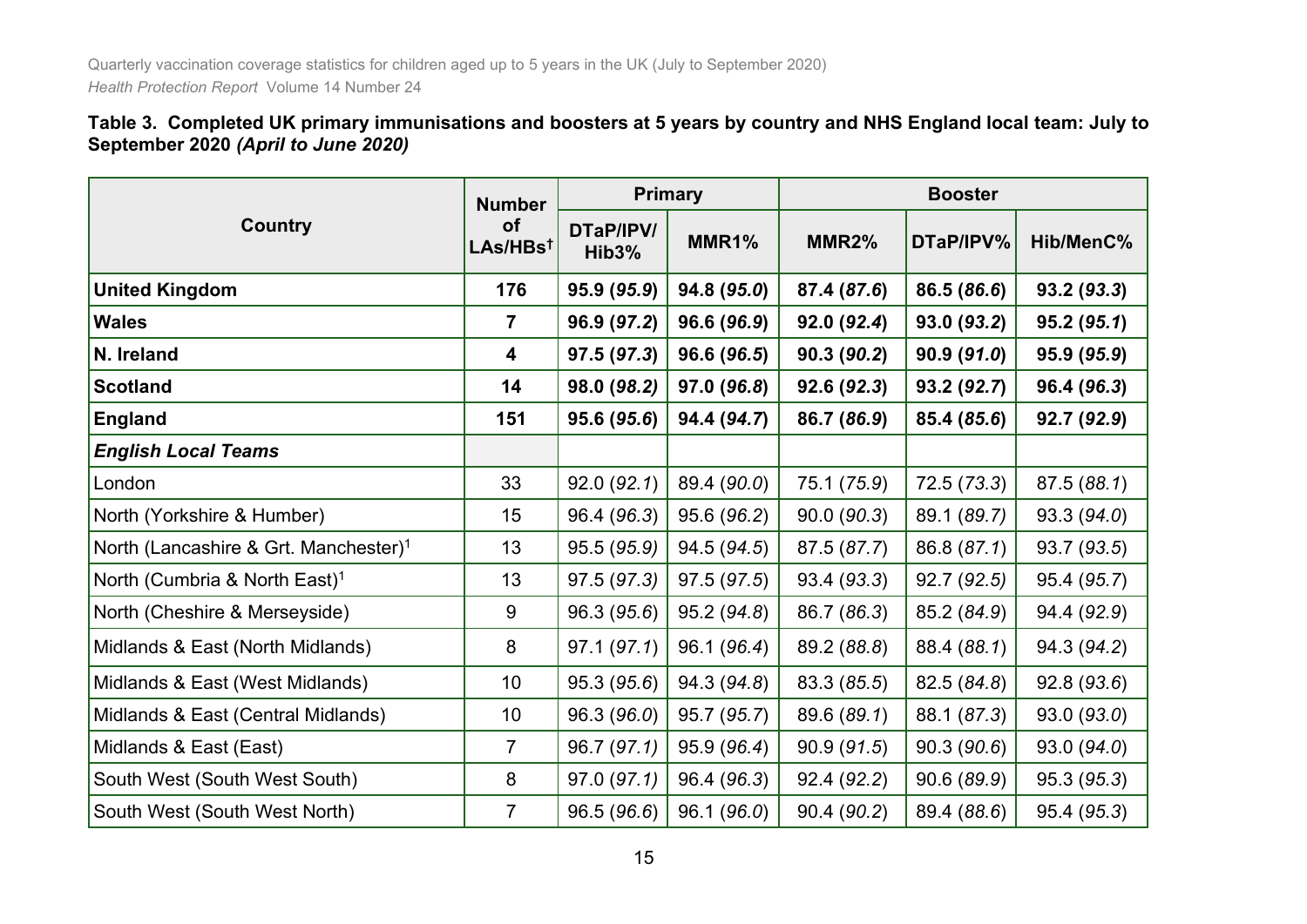**Table 3. Completed UK primary immunisations and boosters at 5 years by country and NHS England local team: July to September 2020 *(April to June 2020)***

| Country | Number of LAs/HBs† | Primary | | Booster | | |
|---|---|---|---|---|---|---|
| | | DTaP/IPV/Hib3% | MMR1% | MMR2% | DTaP/IPV% | Hib/MenC% |
| **United Kingdom** | **176** | **95.9 (*95.9*)** | **94.8 (*95.0*)** | **87.4 (*87.6*)** | **86.5 (*86.6*)** | **93.2 (*93.3*)** |
| **Wales** | **7** | **96.9 (*97.2*)** | **96.6 (*96.9*)** | **92.0 (*92.4*)** | **93.0 (*93.2*)** | **95.2 (*95.1*)** |
| **N. Ireland** | **4** | **97.5 (*97.3*)** | **96.6 (*96.5*)** | **90.3 (*90.2*)** | **90.9 (*91.0*)** | **95.9 (*95.9*)** |
| **Scotland** | **14** | **98.0 (*98.2*)** | **97.0 (*96.8*)** | **92.6 (*92.3*)** | **93.2 (*92.7*)** | **96.4 (*96.3*)** |
| **England** | **151** | **95.6 (*95.6*)** | **94.4 (*94.7*)** | **86.7 (*86.9*)** | **85.4 (*85.6*)** | **92.7 (*92.9*)** |
| ***English Local Teams*** | | | | | | |
| London | 33 | 92.0 (*92.1*) | 89.4 (*90.0*) | 75.1 (*75.9*) | 72.5 (*73.3*) | 87.5 (*88.1*) |
| North (Yorkshire & Humber) | 15 | 96.4 (*96.3*) | 95.6 (*96.2*) | 90.0 (*90.3*) | 89.1 (*89.7*) | 93.3 (*94.0*) |
| North (Lancashire & Grt. Manchester)[1] | 13 | 95.5 (*95.9*) | 94.5 (*94.5*) | 87.5 (*87.7*) | 86.8 (*87.1*) | 93.7 (*93.5*) |
| North (Cumbria & North East)[1] | 13 | 97.5 (*97.3*) | 97.5 (*97.5*) | 93.4 (*93.3*) | 92.7 (*92.5*) | 95.4 (*95.7*) |
| North (Cheshire & Merseyside) | 9 | 96.3 (*95.6*) | 95.2 (*94.8*) | 86.7 (*86.3*) | 85.2 (*84.9*) | 94.4 (*92.9*) |
| Midlands & East (North Midlands) | 8 | 97.1 (*97.1*) | 96.1 (*96.4*) | 89.2 (*88.8*) | 88.4 (*88.1*) | 94.3 (*94.2*) |
| Midlands & East (West Midlands) | 10 | 95.3 (*95.6*) | 94.3 (*94.8*) | 83.3 (*85.5*) | 82.5 (*84.8*) | 92.8 (*93.6*) |
| Midlands & East (Central Midlands) | 10 | 96.3 (*96.0*) | 95.7 (*95.7*) | 89.6 (*89.1*) | 88.1 (*87.3*) | 93.0 (*93.0*) |
| Midlands & East (East) | 7 | 96.7 (*97.1*) | 95.9 (*96.4*) | 90.9 (*91.5*) | 90.3 (*90.6*) | 93.0 (*94.0*) |
| South West (South West South) | 8 | 97.0 (*97.1*) | 96.4 (*96.3*) | 92.4 (*92.2*) | 90.6 (*89.9*) | 95.3 (*95.3*) |
| South West (South West North) | 7 | 96.5 (*96.6*) | 96.1 (*96.0*) | 90.4 (*90.2*) | 89.4 (*88.6*) | 95.4 (*95.3*) |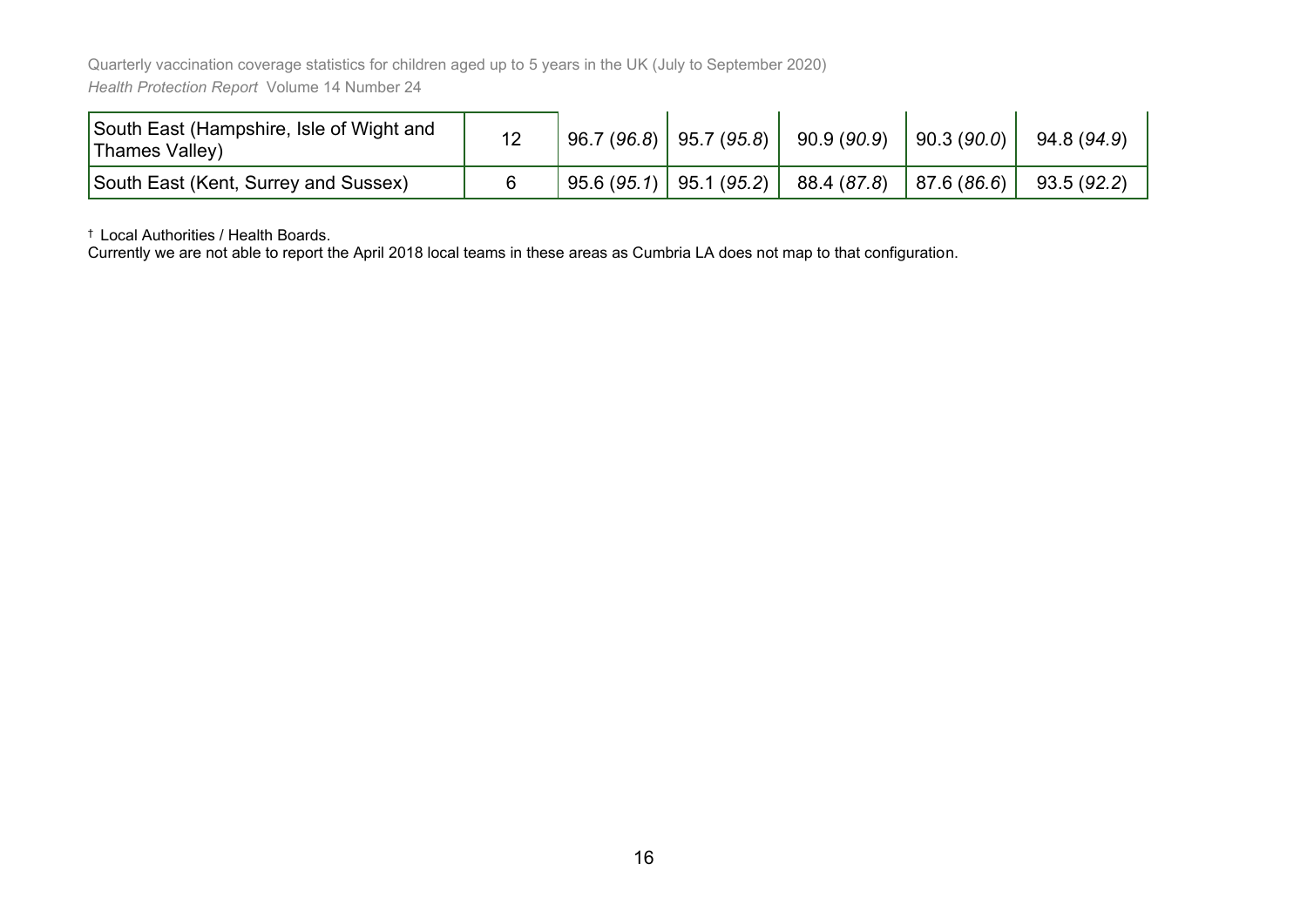| | | | | | | |
|---|---|---|---|---|---|---|
| South East (Hampshire, Isle of Wight and Thames Valley) | 12 | 96.7 (*96.8*) | 95.7 (*95.8*) | 90.9 (*90.9*) | 90.3 (*90.0*) | 94.8 (*94.9*) |
| South East (Kent, Surrey and Sussex) | 6 | 95.6 (*95.1*) | 95.1 (*95.2*) | 88.4 (*87.8*) | 87.6 (*86.6*) | 93.5 (*92.2*) |

† Local Authorities / Health Boards.
Currently we are not able to report the April 2018 local teams in these areas as Cumbria LA does not map to that configuration.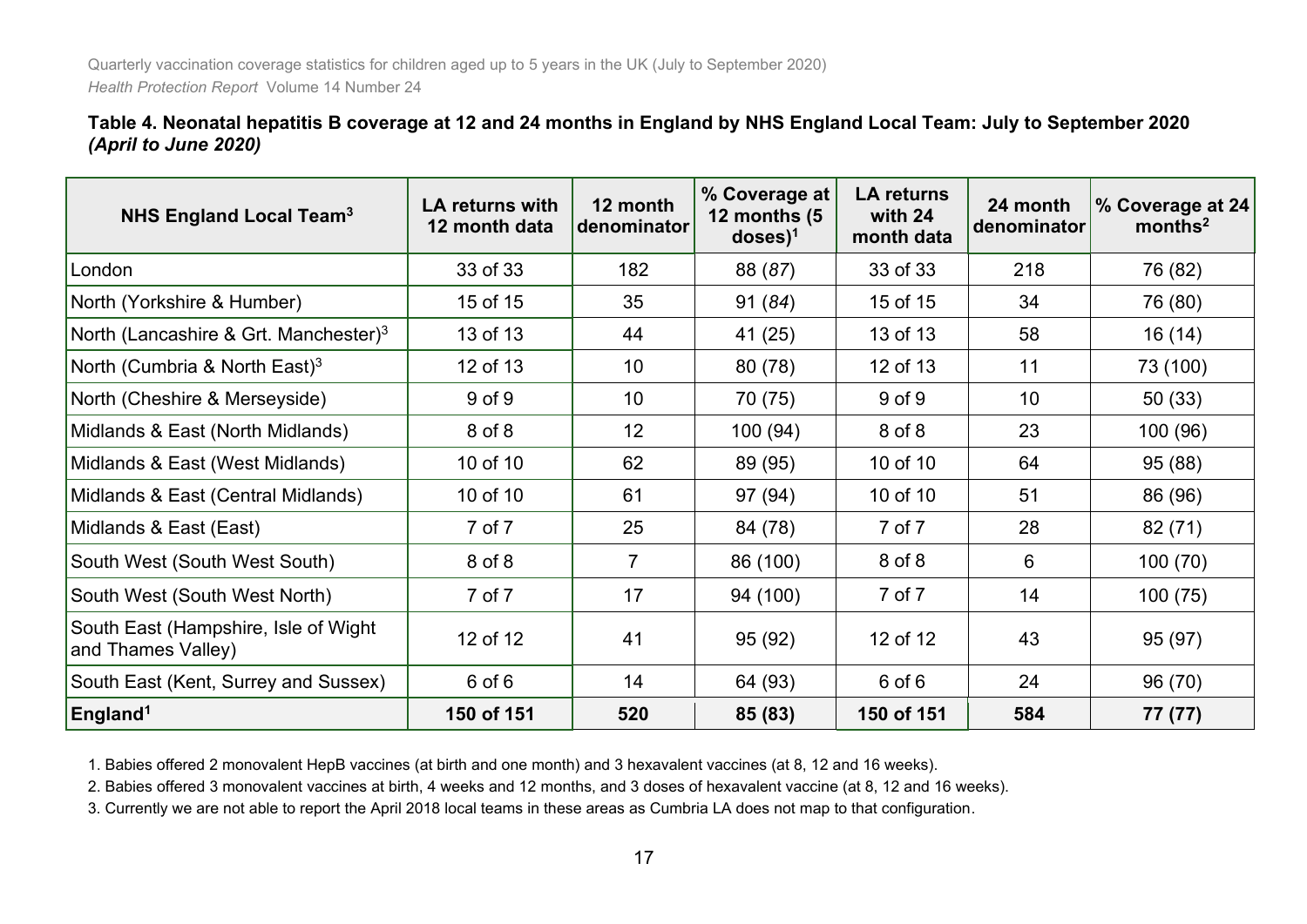**Table 4. Neonatal hepatitis B coverage at 12 and 24 months in England by NHS England Local Team: July to September 2020 *(April to June 2020)***

| NHS England Local Team[3] | LA returns with 12 month data | 12 month denominator | % Coverage at 12 months (5 doses)[1] | LA returns with 24 month data | 24 month denominator | % Coverage at 24 months[2] |
|---|---|---|---|---|---|---|
| London | 33 of 33 | 182 | 88 (*87*) | 33 of 33 | 218 | 76 (82) |
| North (Yorkshire & Humber) | 15 of 15 | 35 | 91 (*84*) | 15 of 15 | 34 | 76 (80) |
| North (Lancashire & Grt. Manchester)[3] | 13 of 13 | 44 | 41 (25) | 13 of 13 | 58 | 16 (14) |
| North (Cumbria & North East)[3] | 12 of 13 | 10 | 80 (78) | 12 of 13 | 11 | 73 (100) |
| North (Cheshire & Merseyside) | 9 of 9 | 10 | 70 (75) | 9 of 9 | 10 | 50 (33) |
| Midlands & East (North Midlands) | 8 of 8 | 12 | 100 (94) | 8 of 8 | 23 | 100 (96) |
| Midlands & East (West Midlands) | 10 of 10 | 62 | 89 (95) | 10 of 10 | 64 | 95 (88) |
| Midlands & East (Central Midlands) | 10 of 10 | 61 | 97 (94) | 10 of 10 | 51 | 86 (96) |
| Midlands & East (East) | 7 of 7 | 25 | 84 (78) | 7 of 7 | 28 | 82 (71) |
| South West (South West South) | 8 of 8 | 7 | 86 (100) | 8 of 8 | 6 | 100 (70) |
| South West (South West North) | 7 of 7 | 17 | 94 (100) | 7 of 7 | 14 | 100 (75) |
| South East (Hampshire, Isle of Wight and Thames Valley) | 12 of 12 | 41 | 95 (92) | 12 of 12 | 43 | 95 (97) |
| South East (Kent, Surrey and Sussex) | 6 of 6 | 14 | 64 (93) | 6 of 6 | 24 | 96 (70) |
| **England[1]** | **150 of 151** | **520** | **85 (83)** | **150 of 151** | **584** | **77 (77)** |

1. Babies offered 2 monovalent HepB vaccines (at birth and one month) and 3 hexavalent vaccines (at 8, 12 and 16 weeks).
2. Babies offered 3 monovalent vaccines at birth, 4 weeks and 12 months, and 3 doses of hexavalent vaccine (at 8, 12 and 16 weeks).
3. Currently we are not able to report the April 2018 local teams in these areas as Cumbria LA does not map to that configuration.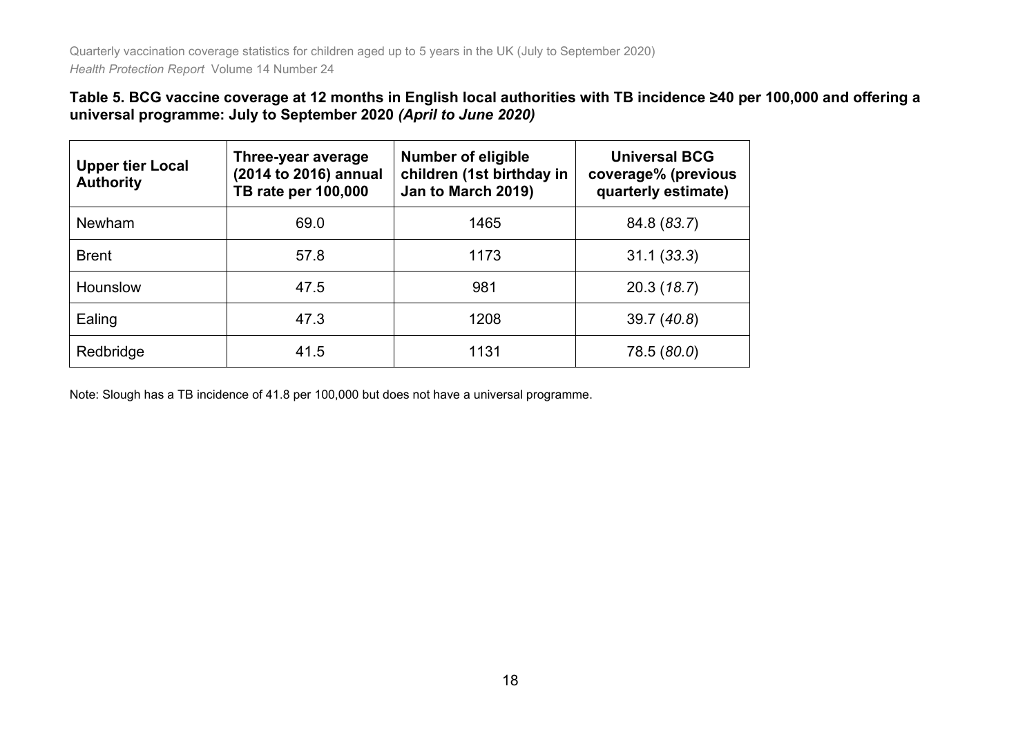**Table 5. BCG vaccine coverage at 12 months in English local authorities with TB incidence ≥40 per 100,000 and offering a universal programme: July to September 2020** ***(April to June 2020)***

| Upper tier Local Authority | Three-year average (2014 to 2016) annual TB rate per 100,000 | Number of eligible children (1st birthday in Jan to March 2019) | Universal BCG coverage% (previous quarterly estimate) |
|---|---|---|---|
| Newham | 69.0 | 1465 | 84.8 (*83.7*) |
| Brent | 57.8 | 1173 | 31.1 (*33.3*) |
| Hounslow | 47.5 | 981 | 20.3 (*18.7*) |
| Ealing | 47.3 | 1208 | 39.7 (*40.8*) |
| Redbridge | 41.5 | 1131 | 78.5 (*80.0*) |

Note: Slough has a TB incidence of 41.8 per 100,000 but does not have a universal programme.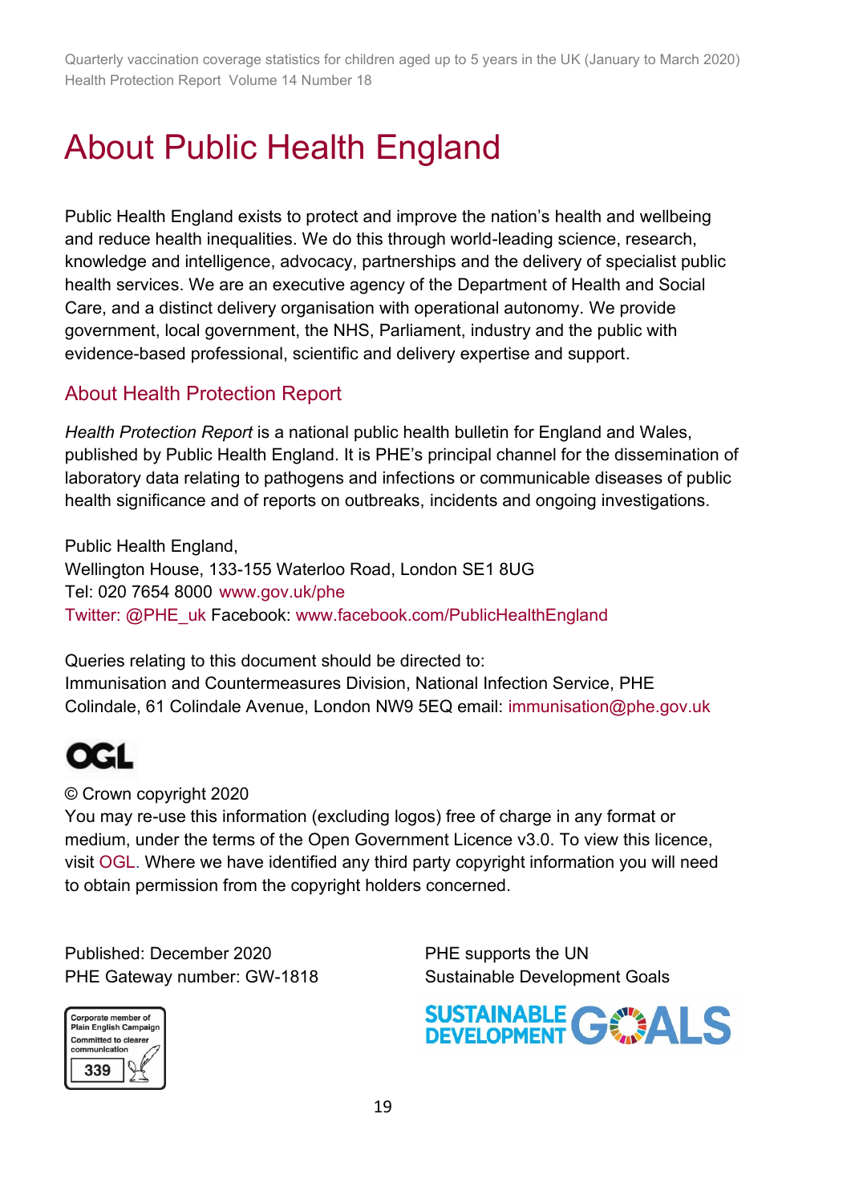# About Public Health England

Public Health England exists to protect and improve the nation's health and wellbeing and reduce health inequalities. We do this through world-leading science, research, knowledge and intelligence, advocacy, partnerships and the delivery of specialist public health services. We are an executive agency of the Department of Health and Social Care, and a distinct delivery organisation with operational autonomy. We provide government, local government, the NHS, Parliament, industry and the public with evidence-based professional, scientific and delivery expertise and support.

## About Health Protection Report

*Health Protection Report* is a national public health bulletin for England and Wales, published by Public Health England. It is PHE's principal channel for the dissemination of laboratory data relating to pathogens and infections or communicable diseases of public health significance and of reports on outbreaks, incidents and ongoing investigations.

Public Health England,
Wellington House, 133-155 Waterloo Road, London SE1 8UG
Tel: 020 7654 8000 www.gov.uk/phe
Twitter: @PHE_uk Facebook: www.facebook.com/PublicHealthEngland

Queries relating to this document should be directed to:
Immunisation and Countermeasures Division, National Infection Service, PHE Colindale, 61 Colindale Avenue, London NW9 5EQ email: immunisation@phe.gov.uk

OGL

© Crown copyright 2020
You may re-use this information (excluding logos) free of charge in any format or medium, under the terms of the Open Government Licence v3.0. To view this licence, visit OGL. Where we have identified any third party copyright information you will need to obtain permission from the copyright holders concerned.

Published: December 2020
PHE Gateway number: GW-1818

Corporate member of Plain English Campaign
Committed to clearer communication
339

PHE supports the UN
Sustainable Development Goals

SUSTAINABLE DEVELOPMENT GOALS